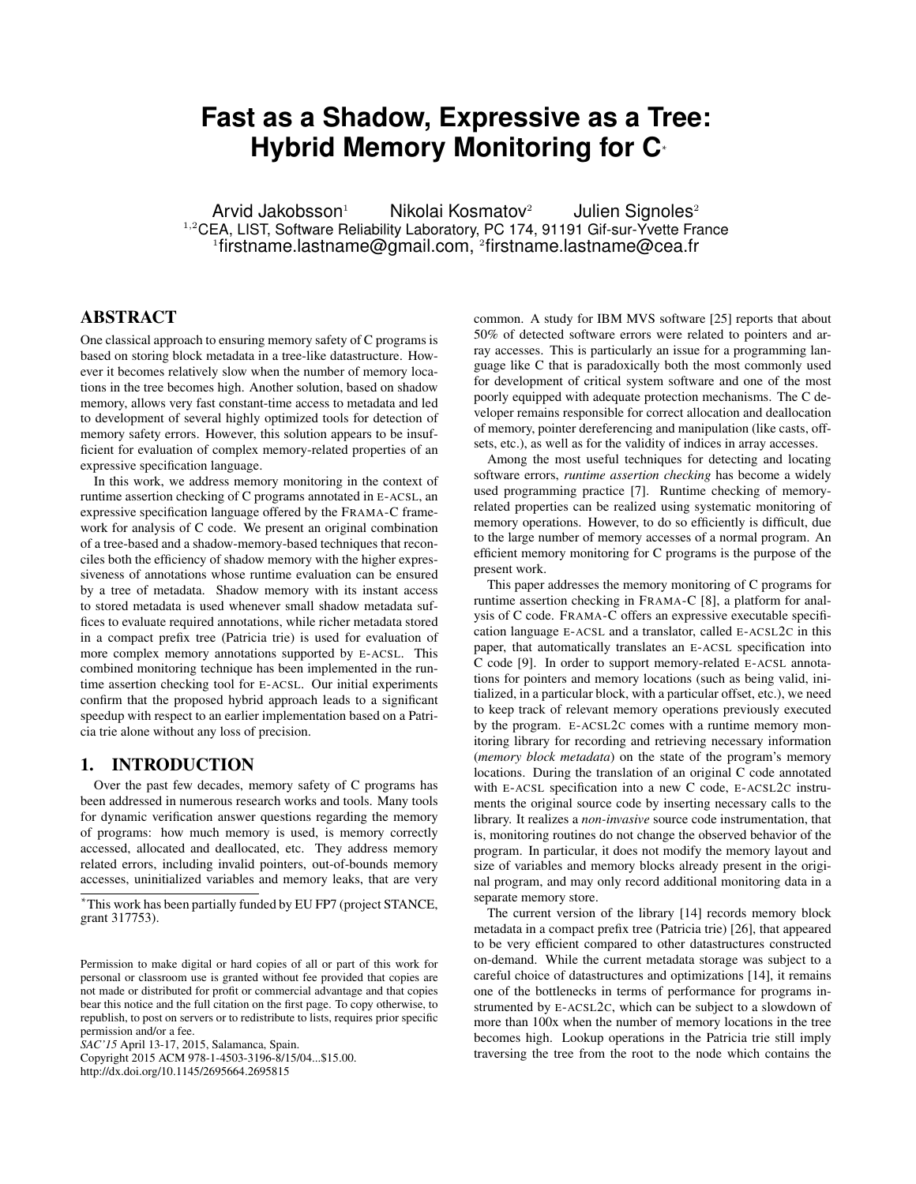# Fast as a Shadow, Expressive as a Tree: Hybrid Memory Monitoring for C*

Arvid Jakobsson[1] Nikolai Kosmatov[2] Julien Signoles[2]
[1,2]CEA, LIST, Software Reliability Laboratory, PC 174, 91191 Gif-sur-Yvette France
[1]firstname.lastname@gmail.com, [2]firstname.lastname@cea.fr

## ABSTRACT

One classical approach to ensuring memory safety of C programs is based on storing block metadata in a tree-like datastructure. However it becomes relatively slow when the number of memory locations in the tree becomes high. Another solution, based on shadow memory, allows very fast constant-time access to metadata and led to development of several highly optimized tools for detection of memory safety errors. However, this solution appears to be insufficient for evaluation of complex memory-related properties of an expressive specification language.

In this work, we address memory monitoring in the context of runtime assertion checking of C programs annotated in E-ACSL, an expressive specification language offered by the FRAMA-C framework for analysis of C code. We present an original combination of a tree-based and a shadow-memory-based techniques that reconciles both the efficiency of shadow memory with the higher expressiveness of annotations whose runtime evaluation can be ensured by a tree of metadata. Shadow memory with its instant access to stored metadata is used whenever small shadow metadata suffices to evaluate required annotations, while richer metadata stored in a compact prefix tree (Patricia trie) is used for evaluation of more complex memory annotations supported by E-ACSL. This combined monitoring technique has been implemented in the runtime assertion checking tool for E-ACSL. Our initial experiments confirm that the proposed hybrid approach leads to a significant speedup with respect to an earlier implementation based on a Patricia trie alone without any loss of precision.

## 1. INTRODUCTION

Over the past few decades, memory safety of C programs has been addressed in numerous research works and tools. Many tools for dynamic verification answer questions regarding the memory of programs: how much memory is used, is memory correctly accessed, allocated and deallocated, etc. They address memory related errors, including invalid pointers, out-of-bounds memory accesses, uninitialized variables and memory leaks, that are very common. A study for IBM MVS software [25] reports that about 50% of detected software errors were related to pointers and array accesses. This is particularly an issue for a programming language like C that is paradoxically both the most commonly used for development of critical system software and one of the most poorly equipped with adequate protection mechanisms. The C developer remains responsible for correct allocation and deallocation of memory, pointer dereferencing and manipulation (like casts, offsets, etc.), as well as for the validity of indices in array accesses.

Among the most useful techniques for detecting and locating software errors, *runtime assertion checking* has become a widely used programming practice [7]. Runtime checking of memory-related properties can be realized using systematic monitoring of memory operations. However, to do so efficiently is difficult, due to the large number of memory accesses of a normal program. An efficient memory monitoring for C programs is the purpose of the present work.

This paper addresses the memory monitoring of C programs for runtime assertion checking in FRAMA-C [8], a platform for analysis of C code. FRAMA-C offers an expressive executable specification language E-ACSL and a translator, called E-ACSL2C in this paper, that automatically translates an E-ACSL specification into C code [9]. In order to support memory-related E-ACSL annotations for pointers and memory locations (such as being valid, initialized, in a particular block, with a particular offset, etc.), we need to keep track of relevant memory operations previously executed by the program. E-ACSL2C comes with a runtime memory monitoring library for recording and retrieving necessary information (*memory block metadata*) on the state of the program's memory locations. During the translation of an original C code annotated with E-ACSL specification into a new C code, E-ACSL2C instruments the original source code by inserting necessary calls to the library. It realizes a *non-invasive* source code instrumentation, that is, monitoring routines do not change the observed behavior of the program. In particular, it does not modify the memory layout and size of variables and memory blocks already present in the original program, and may only record additional monitoring data in a separate memory store.

The current version of the library [14] records memory block metadata in a compact prefix tree (Patricia trie) [26], that appeared to be very efficient compared to other datastructures constructed on-demand. While the current metadata storage was subject to a careful choice of datastructures and optimizations [14], it remains one of the bottlenecks in terms of performance for programs instrumented by E-ACSL2C, which can be subject to a slowdown of more than 100x when the number of memory locations in the tree becomes high. Lookup operations in the Patricia trie still imply traversing the tree from the root to the node which contains the

*This work has been partially funded by EU FP7 (project STANCE, grant 317753).

Permission to make digital or hard copies of all or part of this work for personal or classroom use is granted without fee provided that copies are not made or distributed for profit or commercial advantage and that copies bear this notice and the full citation on the first page. To copy otherwise, to republish, to post on servers or to redistribute to lists, requires prior specific permission and/or a fee.
*SAC'15* April 13-17, 2015, Salamanca, Spain.
Copyright 2015 ACM 978-1-4503-3196-8/15/04...$15.00.
http://dx.doi.org/10.1145/2695664.2695815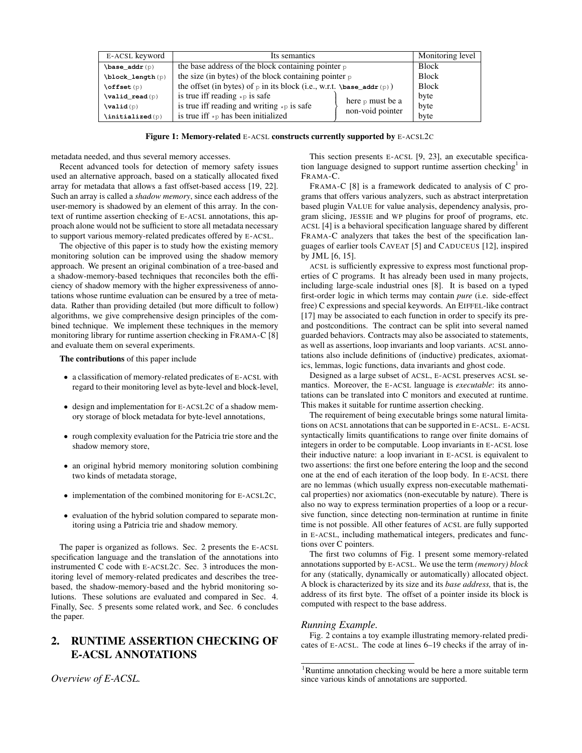| E-ACSL keyword | Its semantics | | Monitoring level |
|---|---|---|---|
| `\base_addr(p)` | the base address of the block containing pointer `p` | | Block |
| `\block_length(p)` | the size (in bytes) of the block containing pointer `p` | | Block |
| `\offset(p)` | the offset (in bytes) of `p` in its block (i.e., w.r.t. `\base_addr(p)`) | | Block |
| `\valid_read(p)` | is true iff reading `*p` is safe | here `p` must be a non-void pointer | byte |
| `\valid(p)` | is true iff reading and writing `*p` is safe | here `p` must be a non-void pointer | byte |
| `\initialized(p)` | is true iff `*p` has been initialized | here `p` must be a non-void pointer | byte |

**Figure 1: Memory-related E-ACSL constructs currently supported by E-ACSL2C**

metadata needed, and thus several memory accesses.

Recent advanced tools for detection of memory safety issues used an alternative approach, based on a statically allocated fixed array for metadata that allows a fast offset-based access [19, 22]. Such an array is called a *shadow memory*, since each address of the user-memory is shadowed by an element of this array. In the context of runtime assertion checking of E-ACSL annotations, this approach alone would not be sufficient to store all metadata necessary to support various memory-related predicates offered by E-ACSL.

The objective of this paper is to study how the existing memory monitoring solution can be improved using the shadow memory approach. We present an original combination of a tree-based and a shadow-memory-based techniques that reconciles both the efficiency of shadow memory with the higher expressiveness of annotations whose runtime evaluation can be ensured by a tree of metadata. Rather than providing detailed (but more difficult to follow) algorithms, we give comprehensive design principles of the combined technique. We implement these techniques in the memory monitoring library for runtime assertion checking in FRAMA-C [8] and evaluate them on several experiments.

**The contributions** of this paper include

- a classification of memory-related predicates of E-ACSL with regard to their monitoring level as byte-level and block-level,
- design and implementation for E-ACSL2C of a shadow memory storage of block metadata for byte-level annotations,
- rough complexity evaluation for the Patricia trie store and the shadow memory store,
- an original hybrid memory monitoring solution combining two kinds of metadata storage,
- implementation of the combined monitoring for E-ACSL2C,
- evaluation of the hybrid solution compared to separate monitoring using a Patricia trie and shadow memory.

The paper is organized as follows. Sec. 2 presents the E-ACSL specification language and the translation of the annotations into instrumented C code with E-ACSL2C. Sec. 3 introduces the monitoring level of memory-related predicates and describes the tree-based, the shadow-memory-based and the hybrid monitoring solutions. These solutions are evaluated and compared in Sec. 4. Finally, Sec. 5 presents some related work, and Sec. 6 concludes the paper.

## 2. RUNTIME ASSERTION CHECKING OF E-ACSL ANNOTATIONS

### *Overview of E-ACSL.*

This section presents E-ACSL [9, 23], an executable specification language designed to support runtime assertion checking[1] in FRAMA-C.

FRAMA-C [8] is a framework dedicated to analysis of C programs that offers various analyzers, such as abstract interpretation based plugin VALUE for value analysis, dependency analysis, program slicing, JESSIE and WP plugins for proof of programs, etc. ACSL [4] is a behavioral specification language shared by different FRAMA-C analyzers that takes the best of the specification languages of earlier tools CAVEAT [5] and CADUCEUS [12], inspired by JML [6, 15].

ACSL is sufficiently expressive to express most functional properties of C programs. It has already been used in many projects, including large-scale industrial ones [8]. It is based on a typed first-order logic in which terms may contain *pure* (i.e. side-effect free) C expressions and special keywords. An EIFFEL-like contract [17] may be associated to each function in order to specify its pre- and postconditions. The contract can be split into several named guarded behaviors. Contracts may also be associated to statements, as well as assertions, loop invariants and loop variants. ACSL annotations also include definitions of (inductive) predicates, axiomatics, lemmas, logic functions, data invariants and ghost code.

Designed as a large subset of ACSL, E-ACSL preserves ACSL semantics. Moreover, the E-ACSL language is *executable*: its annotations can be translated into C monitors and executed at runtime. This makes it suitable for runtime assertion checking.

The requirement of being executable brings some natural limitations on ACSL annotations that can be supported in E-ACSL. E-ACSL syntactically limits quantifications to range over finite domains of integers in order to be computable. Loop invariants in E-ACSL lose their inductive nature: a loop invariant in E-ACSL is equivalent to two assertions: the first one before entering the loop and the second one at the end of each iteration of the loop body. In E-ACSL there are no lemmas (which usually express non-executable mathematical properties) nor axiomatics (non-executable by nature). There is also no way to express termination properties of a loop or a recursive function, since detecting non-termination at runtime in finite time is not possible. All other features of ACSL are fully supported in E-ACSL, including mathematical integers, predicates and functions over C pointers.

The first two columns of Fig. 1 present some memory-related annotations supported by E-ACSL. We use the term *(memory) block* for any (statically, dynamically or automatically) allocated object. A block is characterized by its size and its *base address,* that is, the address of its first byte. The offset of a pointer inside its block is computed with respect to the base address.

### *Running Example.*

Fig. 2 contains a toy example illustrating memory-related predicates of E-ACSL. The code at lines 6–19 checks if the array of in-

[1]Runtime annotation checking would be here a more suitable term since various kinds of annotations are supported.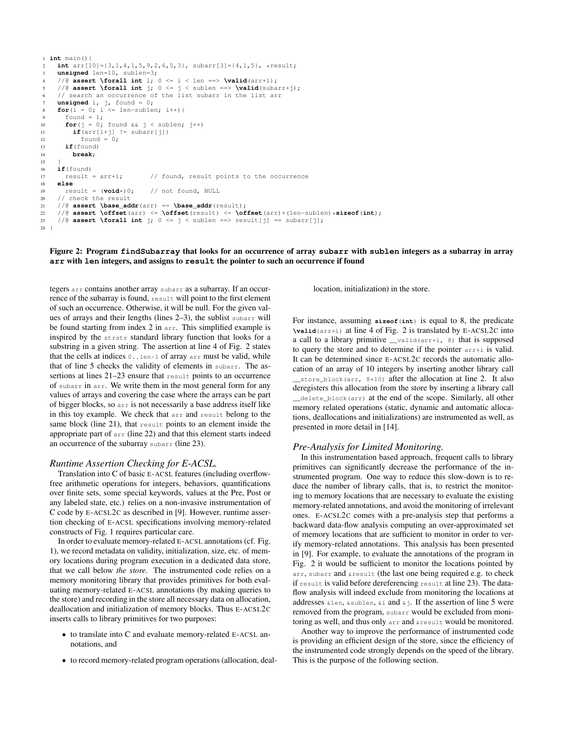```
1  int main(){
2    int arr[10]={3,1,4,1,5,9,2,6,5,3}, subarr[3]={4,1,5}, *result;
3    unsigned len=10, sublen=3;
4    //@ assert \forall int i; 0 <= i < len ==> \valid(arr+i);
5    //@ assert \forall int j; 0 <= j < sublen ==> \valid(subarr+j);
6    // search an occurrence of the list subarr in the list arr
7    unsigned i, j, found = 0;
8    for(i = 0; i <= len-sublen; i++){
9      found = 1;
10     for(j = 0; found && j < sublen; j++)
11       if(arr[i+j] != subarr[j])
12         found = 0;
13     if(found)
14       break;
15   }
16   if(found)
17     result = arr+i;         // found, result points to the occurrence
18   else
19     result = (void*)0;      // not found, NULL
20   // check the result
21   //@ assert \base_addr(arr) == \base_addr(result);
22   //@ assert \offset(arr) <= \offset(result) <= \offset(arr)+(len-sublen)*sizeof(int);
23   //@ assert \forall int j; 0 <= j < sublen ==> result[j] == subarr[j];
24 }
```

**Figure 2: Program `findSubarray` that looks for an occurrence of array `subarr` with `sublen` integers as a subarray in array `arr` with `len` integers, and assigns to `result` the pointer to such an occurrence if found**

tegers `arr` contains another array `subarr` as a subarray. If an occurrence of the subarray is found, `result` will point to the first element of such an occurrence. Otherwise, it will be null. For the given values of arrays and their lengths (lines 2–3), the sublist `subarr` will be found starting from index 2 in `arr`. This simplified example is inspired by the `strstr` standard library function that looks for a substring in a given string. The assertion at line 4 of Fig. 2 states that the cells at indices `0..len-1` of array `arr` must be valid, while that of line 5 checks the validity of elements in `subarr`. The assertions at lines 21–23 ensure that `result` points to an occurrence of `subarr` in `arr`. We write them in the most general form for any values of arrays and covering the case where the arrays can be part of bigger blocks, so `arr` is not necessarily a base address itself like in this toy example. We check that `arr` and `result` belong to the same block (line 21), that `result` points to an element inside the appropriate part of `arr` (line 22) and that this element starts indeed an occurrence of the subarray `subarr` (line 23).

### *Runtime Assertion Checking for E-ACSL.*

Translation into C of basic E-ACSL features (including overflow-free arithmetic operations for integers, behaviors, quantifications over finite sets, some special keywords, values at the Pre, Post or any labeled state, etc.) relies on a non-invasive instrumentation of C code by E-ACSL2C as described in [9]. However, runtime assertion checking of E-ACSL specifications involving memory-related constructs of Fig. 1 requires particular care.

In order to evaluate memory-related E-ACSL annotations (cf. Fig. 1), we record metadata on validity, initialization, size, etc. of memory locations during program execution in a dedicated data store, that we call below *the store.* The instrumented code relies on a memory monitoring library that provides primitives for both evaluating memory-related E-ACSL annotations (by making queries to the store) and recording in the store all necessary data on allocation, deallocation and initialization of memory blocks. Thus E-ACSL2C inserts calls to library primitives for two purposes:

- to translate into C and evaluate memory-related E-ACSL annotations, and
- to record memory-related program operations (allocation, deallocation, initialization) in the store.

For instance, assuming `sizeof(int)` is equal to 8, the predicate `\valid(arr+i)` at line 4 of Fig. 2 is translated by E-ACSL2C into a call to a library primitive `__valid(arr+i, 8)` that is supposed to query the store and to determine if the pointer `arr+i` is valid. It can be determined since E-ACSL2C records the automatic allocation of an array of 10 integers by inserting another library call `__store_block(arr, 8*10)` after the allocation at line 2. It also deregisters this allocation from the store by inserting a library call `__delete_block(arr)` at the end of the scope. Similarly, all other memory related operations (static, dynamic and automatic allocations, deallocations and initializations) are instrumented as well, as presented in more detail in [14].

### *Pre-Analysis for Limited Monitoring.*

In this instrumentation based approach, frequent calls to library primitives can significantly decrease the performance of the instrumented program. One way to reduce this slow-down is to reduce the number of library calls, that is, to restrict the monitoring to memory locations that are necessary to evaluate the existing memory-related annotations, and avoid the monitoring of irrelevant ones. E-ACSL2C comes with a pre-analysis step that performs a backward data-flow analysis computing an over-approximated set of memory locations that are sufficient to monitor in order to verify memory-related annotations. This analysis has been presented in [9]. For example, to evaluate the annotations of the program in Fig. 2 it would be sufficient to monitor the locations pointed by `arr`, `subarr` and `&result` (the last one being required e.g. to check if `result` is valid before dereferencing `result` at line 23). The data-flow analysis will indeed exclude from monitoring the locations at addresses `&len`, `&sublen`, `&i` and `&j`. If the assertion of line 5 were removed from the program, `subarr` would be excluded from monitoring as well, and thus only `arr` and `&result` would be monitored.

Another way to improve the performance of instrumented code is providing an efficient design of the store, since the efficiency of the instrumented code strongly depends on the speed of the library. This is the purpose of the following section.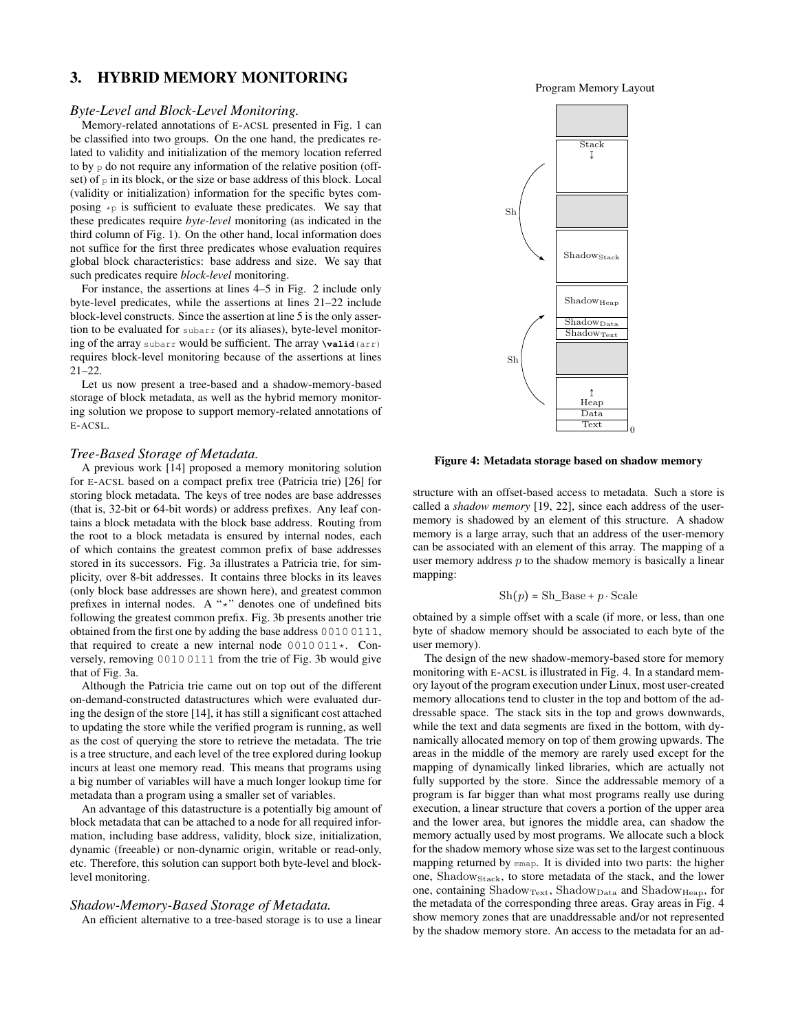## 3. HYBRID MEMORY MONITORING

### *Byte-Level and Block-Level Monitoring.*

Memory-related annotations of E-ACSL presented in Fig. 1 can be classified into two groups. On the one hand, the predicates related to validity and initialization of the memory location referred to by `p` do not require any information of the relative position (offset) of `p` in its block, or the size or base address of this block. Local (validity or initialization) information for the specific bytes composing `*p` is sufficient to evaluate these predicates. We say that these predicates require *byte-level* monitoring (as indicated in the third column of Fig. 1). On the other hand, local information does not suffice for the first three predicates whose evaluation requires global block characteristics: base address and size. We say that such predicates require *block-level* monitoring.

For instance, the assertions at lines 4–5 in Fig. 2 include only byte-level predicates, while the assertions at lines 21–22 include block-level constructs. Since the assertion at line 5 is the only assertion to be evaluated for `subarr` (or its aliases), byte-level monitoring of the array `subarr` would be sufficient. The array `\valid(arr)` requires block-level monitoring because of the assertions at lines 21–22.

Let us now present a tree-based and a shadow-memory-based storage of block metadata, as well as the hybrid memory monitoring solution we propose to support memory-related annotations of E-ACSL.

### *Tree-Based Storage of Metadata.*

A previous work [14] proposed a memory monitoring solution for E-ACSL based on a compact prefix tree (Patricia trie) [26] for storing block metadata. The keys of tree nodes are base addresses (that is, 32-bit or 64-bit words) or address prefixes. Any leaf contains a block metadata with the block base address. Routing from the root to a block metadata is ensured by internal nodes, each of which contains the greatest common prefix of base addresses stored in its successors. Fig. 3a illustrates a Patricia trie, for simplicity, over 8-bit addresses. It contains three blocks in its leaves (only block base addresses are shown here), and greatest common prefixes in internal nodes. A "*" denotes one of undefined bits following the greatest common prefix. Fig. 3b presents another trie obtained from the first one by adding the base address `0010 0111`, that required to create a new internal node `0010 011*`. Conversely, removing `0010 0111` from the trie of Fig. 3b would give that of Fig. 3a.

Although the Patricia trie came out on top out of the different on-demand-constructed datastructures which were evaluated during the design of the store [14], it has still a significant cost attached to updating the store while the verified program is running, as well as the cost of querying the store to retrieve the metadata. The trie is a tree structure, and each level of the tree explored during lookup incurs at least one memory read. This means that programs using a big number of variables will have a much longer lookup time for metadata than a program using a smaller set of variables.

An advantage of this datastructure is a potentially big amount of block metadata that can be attached to a node for all required information, including base address, validity, block size, initialization, dynamic (freeable) or non-dynamic origin, writable or read-only, etc. Therefore, this solution can support both byte-level and block-level monitoring.

### *Shadow-Memory-Based Storage of Metadata.*

An efficient alternative to a tree-based storage is to use a linear structure with an offset-based access to metadata. Such a store is called a *shadow memory* [19, 22], since each address of the user-memory is shadowed by an element of this structure. A shadow memory is a large array, such that an address of the user-memory can be associated with an element of this array. The mapping of a user memory address $p$ to the shadow memory is basically a linear mapping:

$$\mathrm{Sh}(p) = \mathrm{Sh\_Base} + p \cdot \mathrm{Scale}$$

obtained by a simple offset with a scale (if more, or less, than one byte of shadow memory should be associated to each byte of the user memory).

Program Memory Layout

Figure 4: Metadata storage based on shadow memory

The design of the new shadow-memory-based store for memory monitoring with E-ACSL is illustrated in Fig. 4. In a standard memory layout of the program execution under Linux, most user-created memory allocations tend to cluster in the top and bottom of the addressable space. The stack sits in the top and grows downwards, while the text and data segments are fixed in the bottom, with dynamically allocated memory on top of them growing upwards. The areas in the middle of the memory are rarely used except for the mapping of dynamically linked libraries, which are actually not fully supported by the store. Since the addressable memory of a program is far bigger than what most programs really use during execution, a linear structure that covers a portion of the upper area and the lower area, but ignores the middle area, can shadow the memory actually used by most programs. We allocate such a block for the shadow memory whose size was set to the largest continuous mapping returned by `mmap`. It is divided into two parts: the higher one, $\mathrm{Shadow_{Stack}}$, to store metadata of the stack, and the lower one, containing $\mathrm{Shadow_{Text}}$, $\mathrm{Shadow_{Data}}$ and $\mathrm{Shadow_{Heap}}$, for the metadata of the corresponding three areas. Gray areas in Fig. 4 show memory zones that are unaddressable and/or not represented by the shadow memory store. An access to the metadata for an ad-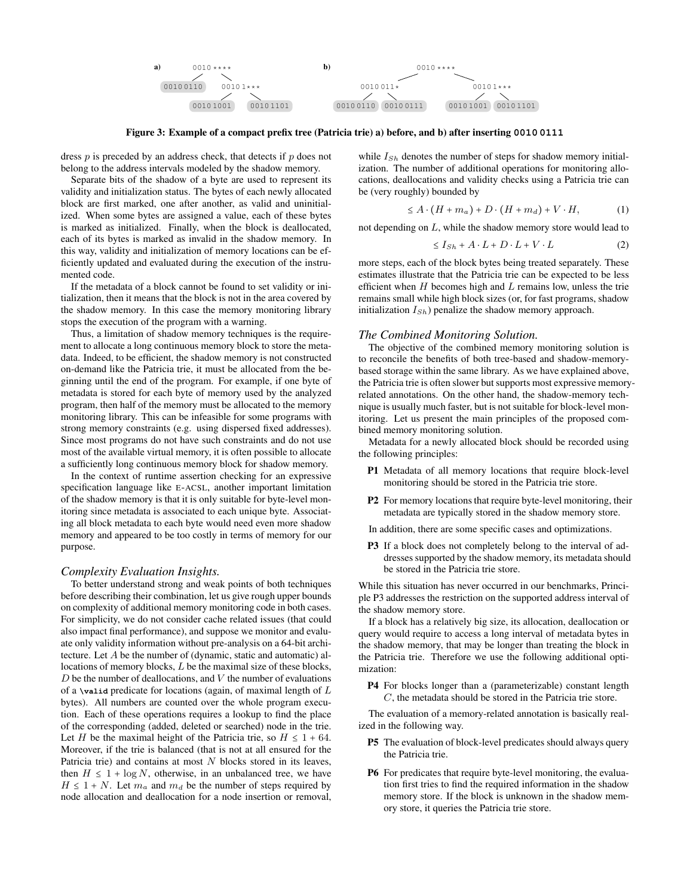a) 0010 ****
0010 0110
0010 1***
0010 1001
0010 1101

b) 0010 ****
0010 011*
0010 1***
0010 0110
0010 0111
0010 1001
0010 1101

**Figure 3: Example of a compact prefix tree (Patricia trie) a) before, and b) after inserting 0010 0111**

dress $p$ is preceded by an address check, that detects if $p$ does not belong to the address intervals modeled by the shadow memory.

Separate bits of the shadow of a byte are used to represent its validity and initialization status. The bytes of each newly allocated block are first marked, one after another, as valid and uninitialized. When some bytes are assigned a value, each of these bytes is marked as initialized. Finally, when the block is deallocated, each of its bytes is marked as invalid in the shadow memory. In this way, validity and initialization of memory locations can be efficiently updated and evaluated during the execution of the instrumented code.

If the metadata of a block cannot be found to set validity or initialization, then it means that the block is not in the area covered by the shadow memory. In this case the memory monitoring library stops the execution of the program with a warning.

Thus, a limitation of shadow memory techniques is the requirement to allocate a long continuous memory block to store the metadata. Indeed, to be efficient, the shadow memory is not constructed on-demand like the Patricia trie, it must be allocated from the beginning until the end of the program. For example, if one byte of metadata is stored for each byte of memory used by the analyzed program, then half of the memory must be allocated to the memory monitoring library. This can be infeasible for some programs with strong memory constraints (e.g. using dispersed fixed addresses). Since most programs do not have such constraints and do not use most of the available virtual memory, it is often possible to allocate a sufficiently long continuous memory block for shadow memory.

In the context of runtime assertion checking for an expressive specification language like E-ACSL, another important limitation of the shadow memory is that it is only suitable for byte-level monitoring since metadata is associated to each unique byte. Associating all block metadata to each byte would need even more shadow memory and appeared to be too costly in terms of memory for our purpose.

### *Complexity Evaluation Insights.*

To better understand strong and weak points of both techniques before describing their combination, let us give rough upper bounds on complexity of additional memory monitoring code in both cases. For simplicity, we do not consider cache related issues (that could also impact final performance), and suppose we monitor and evaluate only validity information without pre-analysis on a 64-bit architecture. Let $A$ be the number of (dynamic, static and automatic) allocations of memory blocks, $L$ be the maximal size of these blocks, $D$ be the number of deallocations, and $V$ the number of evaluations of a **\valid** predicate for locations (again, of maximal length of $L$ bytes). All numbers are counted over the whole program execution. Each of these operations requires a lookup to find the place of the corresponding (added, deleted or searched) node in the trie. Let $H$ be the maximal height of the Patricia trie, so $H \leq 1 + 64$. Moreover, if the trie is balanced (that is not at all ensured for the Patricia trie) and contains at most $N$ blocks stored in its leaves, then $H \leq 1 + \log N$, otherwise, in an unbalanced tree, we have $H \leq 1 + N$. Let $m_a$ and $m_d$ be the number of steps required by node allocation and deallocation for a node insertion or removal, while $I_{Sh}$ denotes the number of steps for shadow memory initialization. The number of additional operations for monitoring allocations, deallocations and validity checks using a Patricia trie can be (very roughly) bounded by

$$\leq A \cdot (H + m_a) + D \cdot (H + m_d) + V \cdot H, \tag{1}$$

not depending on $L$, while the shadow memory store would lead to

$$\leq I_{Sh} + A \cdot L + D \cdot L + V \cdot L \tag{2}$$

more steps, each of the block bytes being treated separately. These estimates illustrate that the Patricia trie can be expected to be less efficient when $H$ becomes high and $L$ remains low, unless the trie remains small while high block sizes (or, for fast programs, shadow initialization $I_{Sh}$) penalize the shadow memory approach.

### *The Combined Monitoring Solution.*

The objective of the combined memory monitoring solution is to reconcile the benefits of both tree-based and shadow-memory-based storage within the same library. As we have explained above, the Patricia trie is often slower but supports most expressive memory-related annotations. On the other hand, the shadow-memory technique is usually much faster, but is not suitable for block-level monitoring. Let us present the main principles of the proposed combined memory monitoring solution.

Metadata for a newly allocated block should be recorded using the following principles:

- **P1** Metadata of all memory locations that require block-level monitoring should be stored in the Patricia trie store.
- **P2** For memory locations that require byte-level monitoring, their metadata are typically stored in the shadow memory store.

In addition, there are some specific cases and optimizations.

- **P3** If a block does not completely belong to the interval of addresses supported by the shadow memory, its metadata should be stored in the Patricia trie store.

While this situation has never occurred in our benchmarks, Principle P3 addresses the restriction on the supported address interval of the shadow memory store.

If a block has a relatively big size, its allocation, deallocation or query would require to access a long interval of metadata bytes in the shadow memory, that may be longer than treating the block in the Patricia trie. Therefore we use the following additional optimization:

- **P4** For blocks longer than a (parameterizable) constant length $C$, the metadata should be stored in the Patricia trie store.

The evaluation of a memory-related annotation is basically realized in the following way.

- **P5** The evaluation of block-level predicates should always query the Patricia trie.
- **P6** For predicates that require byte-level monitoring, the evaluation first tries to find the required information in the shadow memory store. If the block is unknown in the shadow memory store, it queries the Patricia trie store.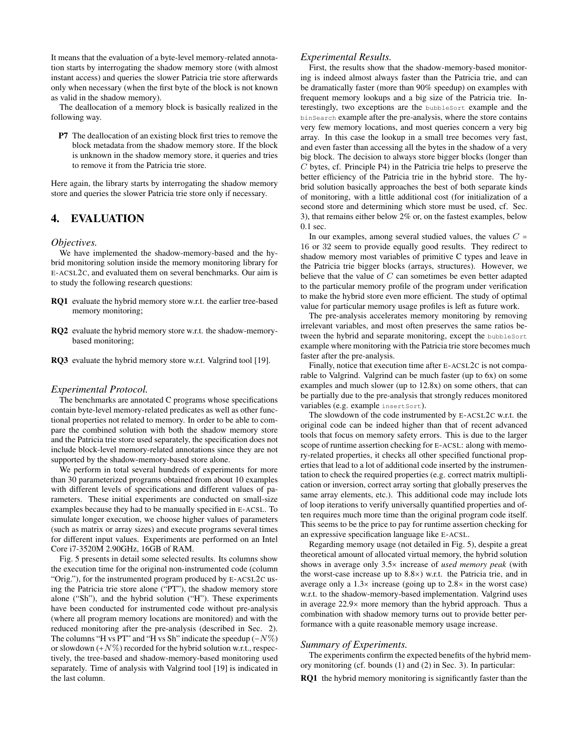It means that the evaluation of a byte-level memory-related annotation starts by interrogating the shadow memory store (with almost instant access) and queries the slower Patricia trie store afterwards only when necessary (when the first byte of the block is not known as valid in the shadow memory).

The deallocation of a memory block is basically realized in the following way.

**P7** The deallocation of an existing block first tries to remove the block metadata from the shadow memory store. If the block is unknown in the shadow memory store, it queries and tries to remove it from the Patricia trie store.

Here again, the library starts by interrogating the shadow memory store and queries the slower Patricia trie store only if necessary.

# 4. EVALUATION

### *Objectives.*

We have implemented the shadow-memory-based and the hybrid monitoring solution inside the memory monitoring library for E-ACSL2C, and evaluated them on several benchmarks. Our aim is to study the following research questions:

**RQ1** evaluate the hybrid memory store w.r.t. the earlier tree-based memory monitoring;

**RQ2** evaluate the hybrid memory store w.r.t. the shadow-memory-based monitoring;

**RQ3** evaluate the hybrid memory store w.r.t. Valgrind tool [19].

### *Experimental Protocol.*

The benchmarks are annotated C programs whose specifications contain byte-level memory-related predicates as well as other functional properties not related to memory. In order to be able to compare the combined solution with both the shadow memory store and the Patricia trie store used separately, the specification does not include block-level memory-related annotations since they are not supported by the shadow-memory-based store alone.

We perform in total several hundreds of experiments for more than 30 parameterized programs obtained from about 10 examples with different levels of specifications and different values of parameters. These initial experiments are conducted on small-size examples because they had to be manually specified in E-ACSL. To simulate longer execution, we choose higher values of parameters (such as matrix or array sizes) and execute programs several times for different input values. Experiments are performed on an Intel Core i7-3520M 2.90GHz, 16GB of RAM.

Fig. 5 presents in detail some selected results. Its columns show the execution time for the original non-instrumented code (column "Orig."), for the instrumented program produced by E-ACSL2C using the Patricia trie store alone ("PT"), the shadow memory store alone ("Sh"), and the hybrid solution ("H"). These experiments have been conducted for instrumented code without pre-analysis (where all program memory locations are monitored) and with the reduced monitoring after the pre-analysis (described in Sec. 2). The columns "H vs PT" and "H vs Sh" indicate the speedup ($-N\%$) or slowdown ($+N\%$) recorded for the hybrid solution w.r.t., respectively, the tree-based and shadow-memory-based monitoring used separately. Time of analysis with Valgrind tool [19] is indicated in the last column.

### *Experimental Results.*

First, the results show that the shadow-memory-based monitoring is indeed almost always faster than the Patricia trie, and can be dramatically faster (more than 90% speedup) on examples with frequent memory lookups and a big size of the Patricia trie. Interestingly, two exceptions are the `bubbleSort` example and the `binSearch` example after the pre-analysis, where the store contains very few memory locations, and most queries concern a very big array. In this case the lookup in a small tree becomes very fast, and even faster than accessing all the bytes in the shadow of a very big block. The decision to always store bigger blocks (longer than $C$ bytes, cf. Principle P4) in the Patricia trie helps to preserve the better efficiency of the Patricia trie in the hybrid store. The hybrid solution basically approaches the best of both separate kinds of monitoring, with a little additional cost (for initialization of a second store and determining which store must be used, cf. Sec. 3), that remains either below 2% or, on the fastest examples, below 0.1 sec.

In our examples, among several studied values, the values $C$ = 16 or 32 seem to provide equally good results. They redirect to shadow memory most variables of primitive C types and leave in the Patricia trie bigger blocks (arrays, structures). However, we believe that the value of $C$ can sometimes be even better adapted to the particular memory profile of the program under verification to make the hybrid store even more efficient. The study of optimal value for particular memory usage profiles is left as future work.

The pre-analysis accelerates memory monitoring by removing irrelevant variables, and most often preserves the same ratios between the hybrid and separate monitoring, except the `bubbleSort` example where monitoring with the Patricia trie store becomes much faster after the pre-analysis.

Finally, notice that execution time after E-ACSL2C is not comparable to Valgrind. Valgrind can be much faster (up to 6x) on some examples and much slower (up to 12.8x) on some others, that can be partially due to the pre-analysis that strongly reduces monitored variables (e.g. example `insertSort`).

The slowdown of the code instrumented by E-ACSL2C w.r.t. the original code can be indeed higher than that of recent advanced tools that focus on memory safety errors. This is due to the larger scope of runtime assertion checking for E-ACSL: along with memory-related properties, it checks all other specified functional properties that lead to a lot of additional code inserted by the instrumentation to check the required properties (e.g. correct matrix multiplication or inversion, correct array sorting that globally preserves the same array elements, etc.). This additional code may include lots of loop iterations to verify universally quantified properties and often requires much more time than the original program code itself. This seems to be the price to pay for runtime assertion checking for an expressive specification language like E-ACSL.

Regarding memory usage (not detailed in Fig. 5), despite a great theoretical amount of allocated virtual memory, the hybrid solution shows in average only 3.5× increase of *used memory peak* (with the worst-case increase up to 8.8×) w.r.t. the Patricia trie, and in average only a 1.3× increase (going up to 2.8× in the worst case) w.r.t. to the shadow-memory-based implementation. Valgrind uses in average 22.9× more memory than the hybrid approach. Thus a combination with shadow memory turns out to provide better performance with a quite reasonable memory usage increase.

### *Summary of Experiments.*

The experiments confirm the expected benefits of the hybrid memory monitoring (cf. bounds (1) and (2) in Sec. 3). In particular:

**RQ1** the hybrid memory monitoring is significantly faster than the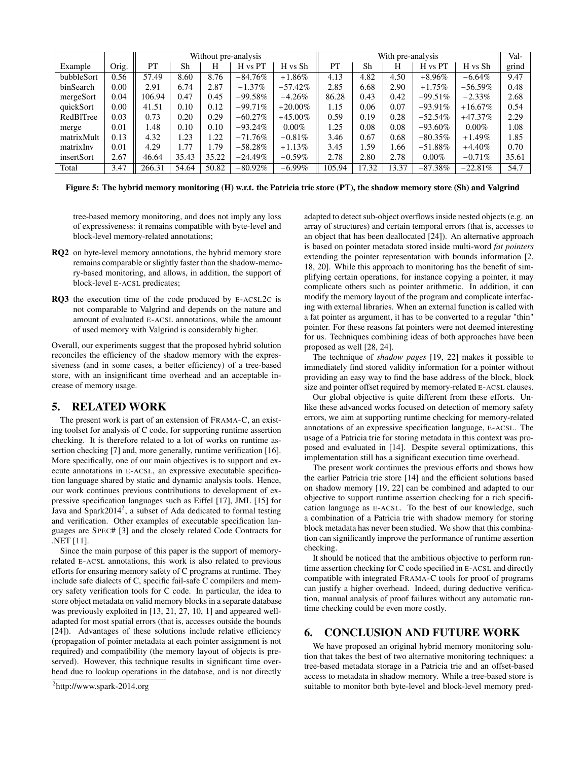| Example | Orig. | Without pre-analysis | | | | | With pre-analysis | | | | | Val- |
|---|---|---|---|---|---|---|---|---|---|---|---|---|
| | | PT | Sh | H | H vs PT | H vs Sh | PT | Sh | H | H vs PT | H vs Sh | grind |
| bubbleSort | 0.56 | 57.49 | 8.60 | 8.76 | −84.76% | +1.86% | 4.13 | 4.82 | 4.50 | +8.96% | −6.64% | 9.47 |
| binSearch | 0.00 | 2.91 | 6.74 | 2.87 | −1.37% | −57.42% | 2.85 | 6.68 | 2.90 | +1.75% | −56.59% | 0.48 |
| mergeSort | 0.04 | 106.94 | 0.47 | 0.45 | −99.58% | −4.26% | 86.28 | 0.43 | 0.42 | −99.51% | −2.33% | 2.68 |
| quickSort | 0.00 | 41.51 | 0.10 | 0.12 | −99.71% | +20.00% | 1.15 | 0.06 | 0.07 | −93.91% | +16.67% | 0.54 |
| RedBlTree | 0.03 | 0.73 | 0.20 | 0.29 | −60.27% | +45.00% | 0.59 | 0.19 | 0.28 | −52.54% | +47.37% | 2.29 |
| merge | 0.01 | 1.48 | 0.10 | 0.10 | −93.24% | 0.00% | 1.25 | 0.08 | 0.08 | −93.60% | 0.00% | 1.08 |
| matrixMult | 0.13 | 4.32 | 1.23 | 1.22 | −71.76% | −0.81% | 3.46 | 0.67 | 0.68 | −80.35% | +1.49% | 1.85 |
| matrixInv | 0.01 | 4.29 | 1.77 | 1.79 | −58.28% | +1.13% | 3.45 | 1.59 | 1.66 | −51.88% | +4.40% | 0.70 |
| insertSort | 2.67 | 46.64 | 35.43 | 35.22 | −24.49% | −0.59% | 2.78 | 2.80 | 2.78 | 0.00% | −0.71% | 35.61 |
| Total | 3.47 | 266.31 | 54.64 | 50.82 | −80.92% | −6.99% | 105.94 | 17.32 | 13.37 | −87.38% | −22.81% | 54.7 |

**Figure 5: The hybrid memory monitoring (H) w.r.t. the Patricia trie store (PT), the shadow memory store (Sh) and Valgrind**

tree-based memory monitoring, and does not imply any loss of expressiveness: it remains compatible with byte-level and block-level memory-related annotations;

**RQ2** on byte-level memory annotations, the hybrid memory store remains comparable or slightly faster than the shadow-memory-based monitoring, and allows, in addition, the support of block-level E-ACSL predicates;

**RQ3** the execution time of the code produced by E-ACSL2C is not comparable to Valgrind and depends on the nature and amount of evaluated E-ACSL annotations, while the amount of used memory with Valgrind is considerably higher.

Overall, our experiments suggest that the proposed hybrid solution reconciles the efficiency of the shadow memory with the expressiveness (and in some cases, a better efficiency) of a tree-based store, with an insignificant time overhead and an acceptable increase of memory usage.

## 5. RELATED WORK

The present work is part of an extension of FRAMA-C, an existing toolset for analysis of C code, for supporting runtime assertion checking. It is therefore related to a lot of works on runtime assertion checking [7] and, more generally, runtime verification [16]. More specifically, one of our main objectives is to support and execute annotations in E-ACSL, an expressive executable specification language shared by static and dynamic analysis tools. Hence, our work continues previous contributions to development of expressive specification languages such as Eiffel [17], JML [15] for Java and Spark2014[2], a subset of Ada dedicated to formal testing and verification. Other examples of executable specification languages are SPEC# [3] and the closely related Code Contracts for .NET [11].

Since the main purpose of this paper is the support of memory-related E-ACSL annotations, this work is also related to previous efforts for ensuring memory safety of C programs at runtime. They include safe dialects of C, specific fail-safe C compilers and memory safety verification tools for C code. In particular, the idea to store object metadata on valid memory blocks in a separate database was previously exploited in [13, 21, 27, 10, 1] and appeared well-adapted for most spatial errors (that is, accesses outside the bounds [24]). Advantages of these solutions include relative efficiency (propagation of pointer metadata at each pointer assignment is not required) and compatibility (the memory layout of objects is preserved). However, this technique results in significant time overhead due to lookup operations in the database, and is not directly adapted to detect sub-object overflows inside nested objects (e.g. an array of structures) and certain temporal errors (that is, accesses to an object that has been deallocated [24]). An alternative approach is based on pointer metadata stored inside multi-word *fat pointers* extending the pointer representation with bounds information [2, 18, 20]. While this approach to monitoring has the benefit of simplifying certain operations, for instance copying a pointer, it may complicate others such as pointer arithmetic. In addition, it can modify the memory layout of the program and complicate interfacing with external libraries. When an external function is called with a fat pointer as argument, it has to be converted to a regular "thin" pointer. For these reasons fat pointers were not deemed interesting for us. Techniques combining ideas of both approaches have been proposed as well [28, 24].

The technique of *shadow pages* [19, 22] makes it possible to immediately find stored validity information for a pointer without providing an easy way to find the base address of the block, block size and pointer offset required by memory-related E-ACSL clauses.

Our global objective is quite different from these efforts. Unlike these advanced works focused on detection of memory safety errors, we aim at supporting runtime checking for memory-related annotations of an expressive specification language, E-ACSL. The usage of a Patricia trie for storing metadata in this context was proposed and evaluated in [14]. Despite several optimizations, this implementation still has a significant execution time overhead.

The present work continues the previous efforts and shows how the earlier Patricia trie store [14] and the efficient solutions based on shadow memory [19, 22] can be combined and adapted to our objective to support runtime assertion checking for a rich specification language as E-ACSL. To the best of our knowledge, such a combination of a Patricia trie with shadow memory for storing block metadata has never been studied. We show that this combination can significantly improve the performance of runtime assertion checking.

It should be noticed that the ambitious objective to perform runtime assertion checking for C code specified in E-ACSL and directly compatible with integrated FRAMA-C tools for proof of programs can justify a higher overhead. Indeed, during deductive verification, manual analysis of proof failures without any automatic runtime checking could be even more costly.

## 6. CONCLUSION AND FUTURE WORK

We have proposed an original hybrid memory monitoring solution that takes the best of two alternative monitoring techniques: a tree-based metadata storage in a Patricia trie and an offset-based access to metadata in shadow memory. While a tree-based store is suitable to monitor both byte-level and block-level memory pred-

[2]http://www.spark-2014.org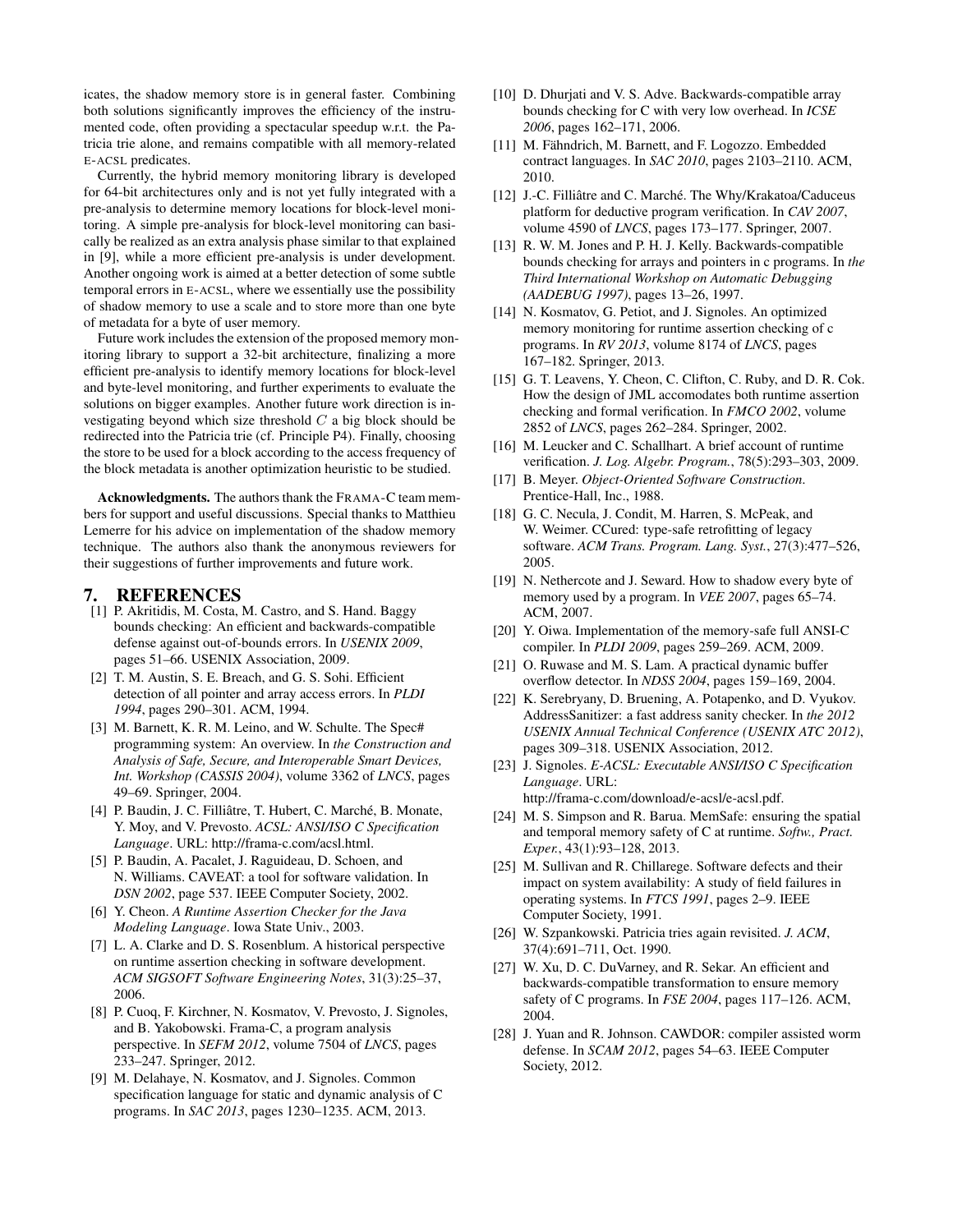icates, the shadow memory store is in general faster. Combining both solutions significantly improves the efficiency of the instrumented code, often providing a spectacular speedup w.r.t. the Patricia trie alone, and remains compatible with all memory-related E-ACSL predicates.

Currently, the hybrid memory monitoring library is developed for 64-bit architectures only and is not yet fully integrated with a pre-analysis to determine memory locations for block-level monitoring. A simple pre-analysis for block-level monitoring can basically be realized as an extra analysis phase similar to that explained in [9], while a more efficient pre-analysis is under development. Another ongoing work is aimed at a better detection of some subtle temporal errors in E-ACSL, where we essentially use the possibility of shadow memory to use a scale and to store more than one byte of metadata for a byte of user memory.

Future work includes the extension of the proposed memory monitoring library to support a 32-bit architecture, finalizing a more efficient pre-analysis to identify memory locations for block-level and byte-level monitoring, and further experiments to evaluate the solutions on bigger examples. Another future work direction is investigating beyond which size threshold $C$ a big block should be redirected into the Patricia trie (cf. Principle P4). Finally, choosing the store to be used for a block according to the access frequency of the block metadata is another optimization heuristic to be studied.

**Acknowledgments.** The authors thank the FRAMA-C team members for support and useful discussions. Special thanks to Matthieu Lemerre for his advice on implementation of the shadow memory technique. The authors also thank the anonymous reviewers for their suggestions of further improvements and future work.

## 7. REFERENCES

[1] P. Akritidis, M. Costa, M. Castro, and S. Hand. Baggy bounds checking: An efficient and backwards-compatible defense against out-of-bounds errors. In *USENIX 2009*, pages 51–66. USENIX Association, 2009.

[2] T. M. Austin, S. E. Breach, and G. S. Sohi. Efficient detection of all pointer and array access errors. In *PLDI 1994*, pages 290–301. ACM, 1994.

[3] M. Barnett, K. R. M. Leino, and W. Schulte. The Spec# programming system: An overview. In *the Construction and Analysis of Safe, Secure, and Interoperable Smart Devices, Int. Workshop (CASSIS 2004)*, volume 3362 of *LNCS*, pages 49–69. Springer, 2004.

[4] P. Baudin, J. C. Filliâtre, T. Hubert, C. Marché, B. Monate, Y. Moy, and V. Prevosto. *ACSL: ANSI/ISO C Specification Language*. URL: http://frama-c.com/acsl.html.

[5] P. Baudin, A. Pacalet, J. Raguideau, D. Schoen, and N. Williams. CAVEAT: a tool for software validation. In *DSN 2002*, page 537. IEEE Computer Society, 2002.

[6] Y. Cheon. *A Runtime Assertion Checker for the Java Modeling Language*. Iowa State Univ., 2003.

[7] L. A. Clarke and D. S. Rosenblum. A historical perspective on runtime assertion checking in software development. *ACM SIGSOFT Software Engineering Notes*, 31(3):25–37, 2006.

[8] P. Cuoq, F. Kirchner, N. Kosmatov, V. Prevosto, J. Signoles, and B. Yakobowski. Frama-C, a program analysis perspective. In *SEFM 2012*, volume 7504 of *LNCS*, pages 233–247. Springer, 2012.

[9] M. Delahaye, N. Kosmatov, and J. Signoles. Common specification language for static and dynamic analysis of C programs. In *SAC 2013*, pages 1230–1235. ACM, 2013.

[10] D. Dhurjati and V. S. Adve. Backwards-compatible array bounds checking for C with very low overhead. In *ICSE 2006*, pages 162–171, 2006.

[11] M. Fähndrich, M. Barnett, and F. Logozzo. Embedded contract languages. In *SAC 2010*, pages 2103–2110. ACM, 2010.

[12] J.-C. Filliâtre and C. Marché. The Why/Krakatoa/Caduceus platform for deductive program verification. In *CAV 2007*, volume 4590 of *LNCS*, pages 173–177. Springer, 2007.

[13] R. W. M. Jones and P. H. J. Kelly. Backwards-compatible bounds checking for arrays and pointers in c programs. In *the Third International Workshop on Automatic Debugging (AADEBUG 1997)*, pages 13–26, 1997.

[14] N. Kosmatov, G. Petiot, and J. Signoles. An optimized memory monitoring for runtime assertion checking of c programs. In *RV 2013*, volume 8174 of *LNCS*, pages 167–182. Springer, 2013.

[15] G. T. Leavens, Y. Cheon, C. Clifton, C. Ruby, and D. R. Cok. How the design of JML accomodates both runtime assertion checking and formal verification. In *FMCO 2002*, volume 2852 of *LNCS*, pages 262–284. Springer, 2002.

[16] M. Leucker and C. Schallhart. A brief account of runtime verification. *J. Log. Algebr. Program.*, 78(5):293–303, 2009.

[17] B. Meyer. *Object-Oriented Software Construction*. Prentice-Hall, Inc., 1988.

[18] G. C. Necula, J. Condit, M. Harren, S. McPeak, and W. Weimer. CCured: type-safe retrofitting of legacy software. *ACM Trans. Program. Lang. Syst.*, 27(3):477–526, 2005.

[19] N. Nethercote and J. Seward. How to shadow every byte of memory used by a program. In *VEE 2007*, pages 65–74. ACM, 2007.

[20] Y. Oiwa. Implementation of the memory-safe full ANSI-C compiler. In *PLDI 2009*, pages 259–269. ACM, 2009.

[21] O. Ruwase and M. S. Lam. A practical dynamic buffer overflow detector. In *NDSS 2004*, pages 159–169, 2004.

[22] K. Serebryany, D. Bruening, A. Potapenko, and D. Vyukov. AddressSanitizer: a fast address sanity checker. In *the 2012 USENIX Annual Technical Conference (USENIX ATC 2012)*, pages 309–318. USENIX Association, 2012.

[23] J. Signoles. *E-ACSL: Executable ANSI/ISO C Specification Language*. URL: http://frama-c.com/download/e-acsl/e-acsl.pdf.

[24] M. S. Simpson and R. Barua. MemSafe: ensuring the spatial and temporal memory safety of C at runtime. *Softw., Pract. Exper.*, 43(1):93–128, 2013.

[25] M. Sullivan and R. Chillarege. Software defects and their impact on system availability: A study of field failures in operating systems. In *FTCS 1991*, pages 2–9. IEEE Computer Society, 1991.

[26] W. Szpankowski. Patricia tries again revisited. *J. ACM*, 37(4):691–711, Oct. 1990.

[27] W. Xu, D. C. DuVarney, and R. Sekar. An efficient and backwards-compatible transformation to ensure memory safety of C programs. In *FSE 2004*, pages 117–126. ACM, 2004.

[28] J. Yuan and R. Johnson. CAWDOR: compiler assisted worm defense. In *SCAM 2012*, pages 54–63. IEEE Computer Society, 2012.